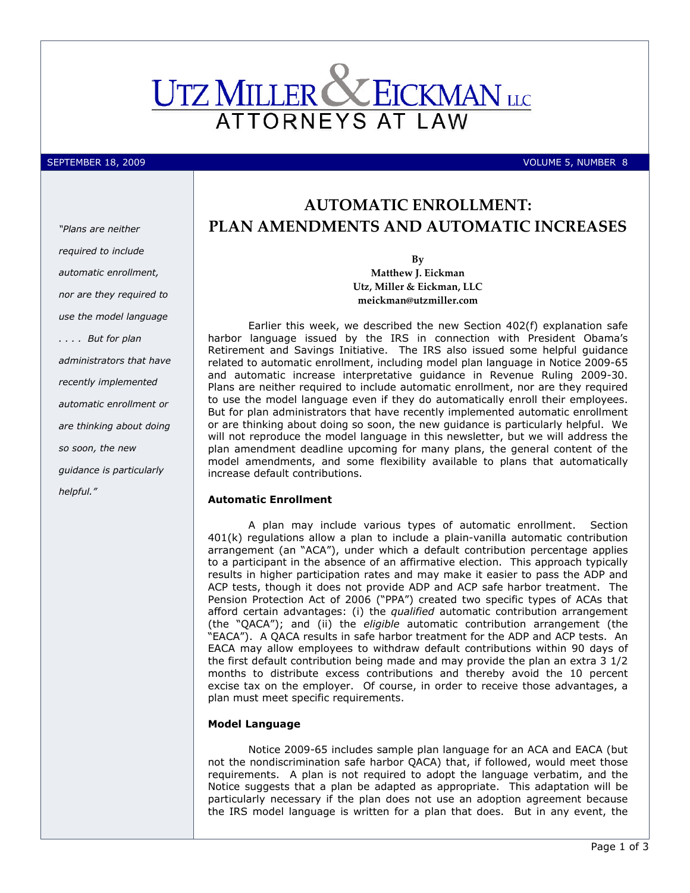# UTZ MILLER & EICKMAN LLC
## ATTORNEYS AT LAW

SEPTEMBER 18, 2009 VOLUME 5, NUMBER 8

*"Plans are neither required to include automatic enrollment, nor are they required to use the model language . . . . But for plan administrators that have recently implemented automatic enrollment or are thinking about doing so soon, the new guidance is particularly helpful."*

# AUTOMATIC ENROLLMENT: PLAN AMENDMENTS AND AUTOMATIC INCREASES

**By**
**Matthew J. Eickman**
**Utz, Miller & Eickman, LLC**
**meickman@utzmiller.com**

Earlier this week, we described the new Section 402(f) explanation safe harbor language issued by the IRS in connection with President Obama's Retirement and Savings Initiative. The IRS also issued some helpful guidance related to automatic enrollment, including model plan language in Notice 2009-65 and automatic increase interpretative guidance in Revenue Ruling 2009-30. Plans are neither required to include automatic enrollment, nor are they required to use the model language even if they do automatically enroll their employees. But for plan administrators that have recently implemented automatic enrollment or are thinking about doing so soon, the new guidance is particularly helpful. We will not reproduce the model language in this newsletter, but we will address the plan amendment deadline upcoming for many plans, the general content of the model amendments, and some flexibility available to plans that automatically increase default contributions.

### Automatic Enrollment

A plan may include various types of automatic enrollment. Section 401(k) regulations allow a plan to include a plain-vanilla automatic contribution arrangement (an "ACA"), under which a default contribution percentage applies to a participant in the absence of an affirmative election. This approach typically results in higher participation rates and may make it easier to pass the ADP and ACP tests, though it does not provide ADP and ACP safe harbor treatment. The Pension Protection Act of 2006 ("PPA") created two specific types of ACAs that afford certain advantages: (i) the *qualified* automatic contribution arrangement (the "QACA"); and (ii) the *eligible* automatic contribution arrangement (the "EACA"). A QACA results in safe harbor treatment for the ADP and ACP tests. An EACA may allow employees to withdraw default contributions within 90 days of the first default contribution being made and may provide the plan an extra 3 1/2 months to distribute excess contributions and thereby avoid the 10 percent excise tax on the employer. Of course, in order to receive those advantages, a plan must meet specific requirements.

### Model Language

Notice 2009-65 includes sample plan language for an ACA and EACA (but not the nondiscrimination safe harbor QACA) that, if followed, would meet those requirements. A plan is not required to adopt the language verbatim, and the Notice suggests that a plan be adapted as appropriate. This adaptation will be particularly necessary if the plan does not use an adoption agreement because the IRS model language is written for a plan that does. But in any event, the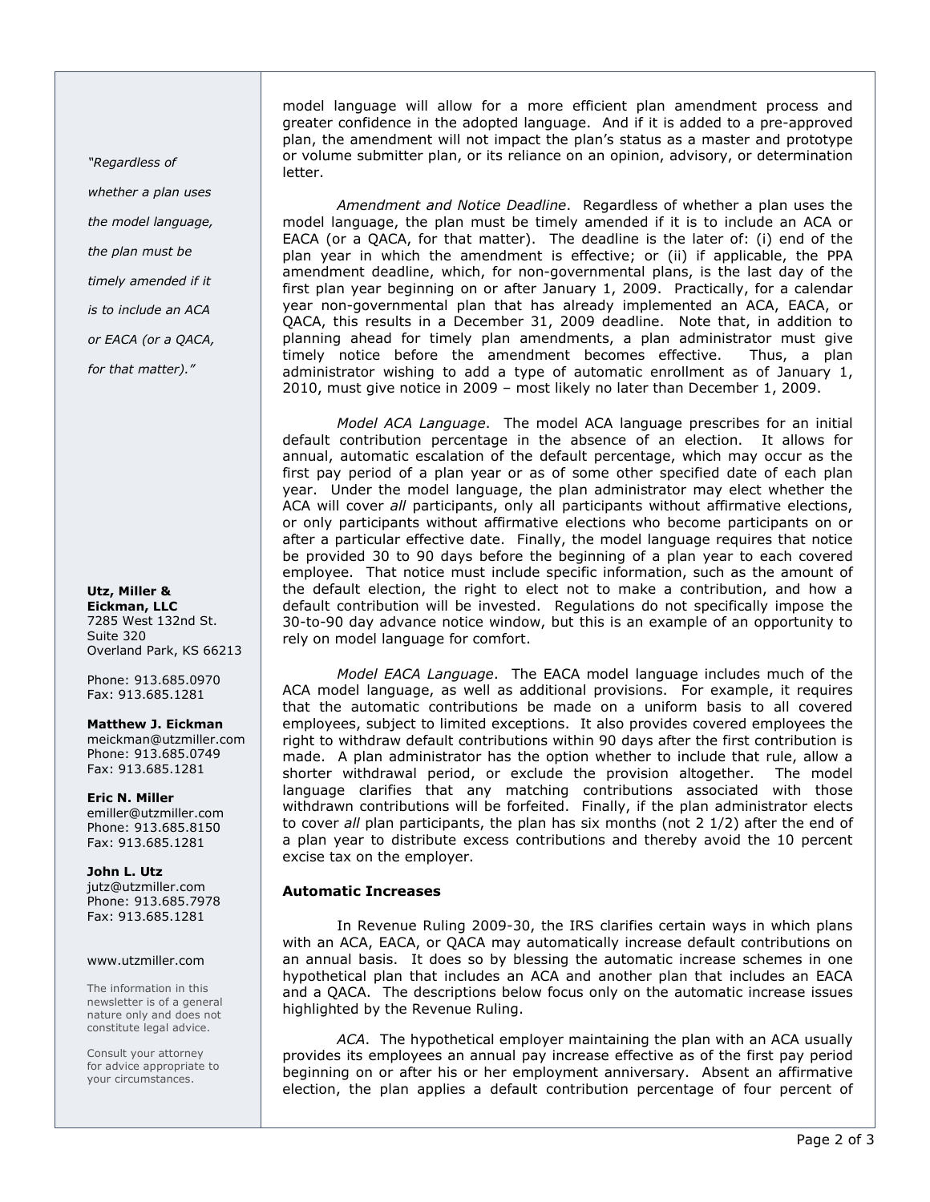model language will allow for a more efficient plan amendment process and greater confidence in the adopted language. And if it is added to a pre-approved plan, the amendment will not impact the plan's status as a master and prototype or volume submitter plan, or its reliance on an opinion, advisory, or determination letter.

*"Regardless of whether a plan uses the model language, the plan must be timely amended if it is to include an ACA or EACA (or a QACA, for that matter)."*

*Amendment and Notice Deadline*. Regardless of whether a plan uses the model language, the plan must be timely amended if it is to include an ACA or EACA (or a QACA, for that matter). The deadline is the later of: (i) end of the plan year in which the amendment is effective; or (ii) if applicable, the PPA amendment deadline, which, for non-governmental plans, is the last day of the first plan year beginning on or after January 1, 2009. Practically, for a calendar year non-governmental plan that has already implemented an ACA, EACA, or QACA, this results in a December 31, 2009 deadline. Note that, in addition to planning ahead for timely plan amendments, a plan administrator must give timely notice before the amendment becomes effective. Thus, a plan administrator wishing to add a type of automatic enrollment as of January 1, 2010, must give notice in 2009 – most likely no later than December 1, 2009.

*Model ACA Language*. The model ACA language prescribes for an initial default contribution percentage in the absence of an election. It allows for annual, automatic escalation of the default percentage, which may occur as the first pay period of a plan year or as of some other specified date of each plan year. Under the model language, the plan administrator may elect whether the ACA will cover *all* participants, only all participants without affirmative elections, or only participants without affirmative elections who become participants on or after a particular effective date. Finally, the model language requires that notice be provided 30 to 90 days before the beginning of a plan year to each covered employee. That notice must include specific information, such as the amount of the default election, the right to elect not to make a contribution, and how a default contribution will be invested. Regulations do not specifically impose the 30-to-90 day advance notice window, but this is an example of an opportunity to rely on model language for comfort.

*Model EACA Language*. The EACA model language includes much of the ACA model language, as well as additional provisions. For example, it requires that the automatic contributions be made on a uniform basis to all covered employees, subject to limited exceptions. It also provides covered employees the right to withdraw default contributions within 90 days after the first contribution is made. A plan administrator has the option whether to include that rule, allow a shorter withdrawal period, or exclude the provision altogether. The model language clarifies that any matching contributions associated with those withdrawn contributions will be forfeited. Finally, if the plan administrator elects to cover *all* plan participants, the plan has six months (not 2 1/2) after the end of a plan year to distribute excess contributions and thereby avoid the 10 percent excise tax on the employer.

### Automatic Increases

In Revenue Ruling 2009-30, the IRS clarifies certain ways in which plans with an ACA, EACA, or QACA may automatically increase default contributions on an annual basis. It does so by blessing the automatic increase schemes in one hypothetical plan that includes an ACA and another plan that includes an EACA and a QACA. The descriptions below focus only on the automatic increase issues highlighted by the Revenue Ruling.

*ACA*. The hypothetical employer maintaining the plan with an ACA usually provides its employees an annual pay increase effective as of the first pay period beginning on or after his or her employment anniversary. Absent an affirmative election, the plan applies a default contribution percentage of four percent of

**Utz, Miller & Eickman, LLC**
7285 West 132nd St.
Suite 320
Overland Park, KS 66213

Phone: 913.685.0970
Fax: 913.685.1281

**Matthew J. Eickman**
meickman@utzmiller.com
Phone: 913.685.0749
Fax: 913.685.1281

**Eric N. Miller**
emiller@utzmiller.com
Phone: 913.685.8150
Fax: 913.685.1281

**John L. Utz**
jutz@utzmiller.com
Phone: 913.685.7978
Fax: 913.685.1281

www.utzmiller.com

The information in this newsletter is of a general nature only and does not constitute legal advice.

Consult your attorney for advice appropriate to your circumstances.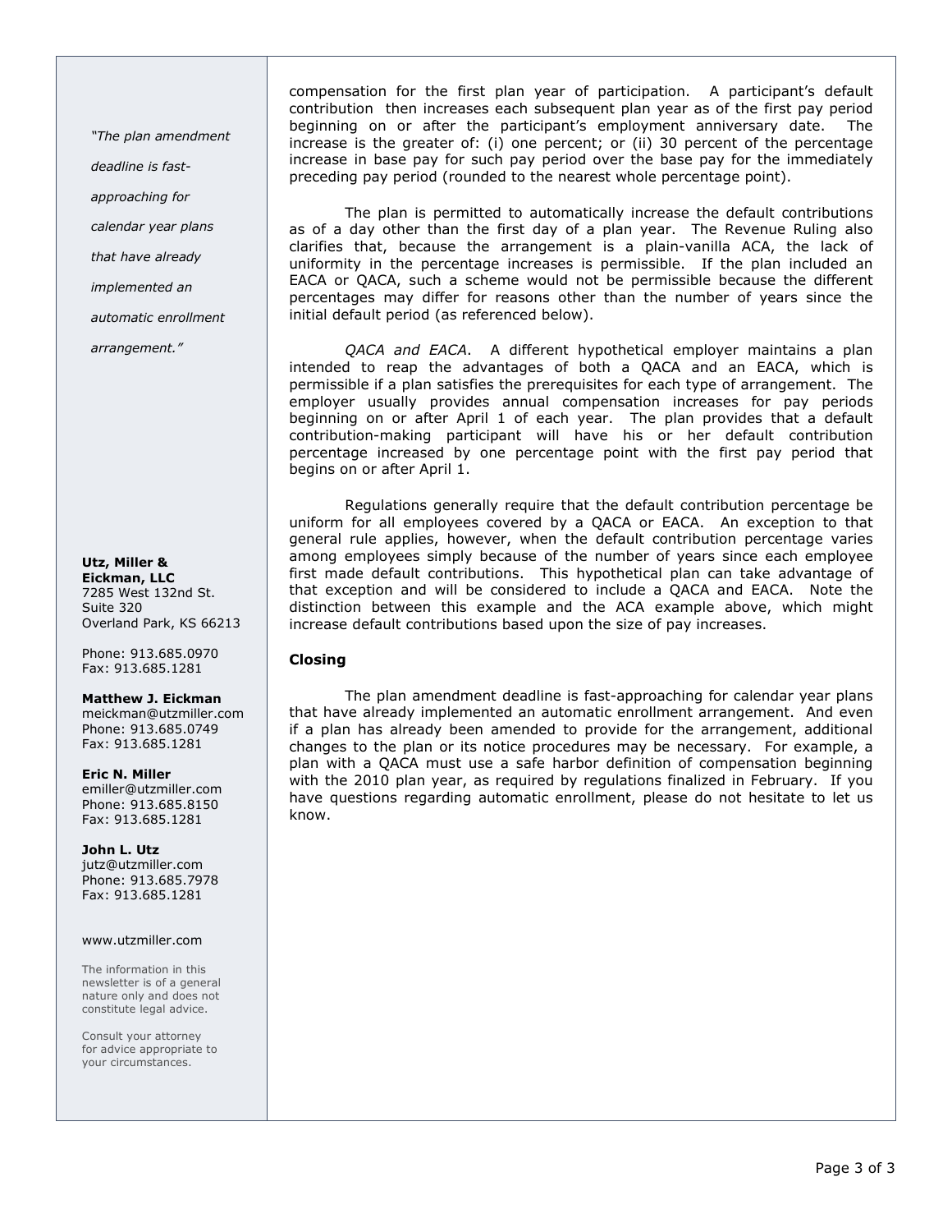compensation for the first plan year of participation. A participant's default contribution then increases each subsequent plan year as of the first pay period beginning on or after the participant's employment anniversary date. The increase is the greater of: (i) one percent; or (ii) 30 percent of the percentage increase in base pay for such pay period over the base pay for the immediately preceding pay period (rounded to the nearest whole percentage point).

The plan is permitted to automatically increase the default contributions as of a day other than the first day of a plan year. The Revenue Ruling also clarifies that, because the arrangement is a plain-vanilla ACA, the lack of uniformity in the percentage increases is permissible. If the plan included an EACA or QACA, such a scheme would not be permissible because the different percentages may differ for reasons other than the number of years since the initial default period (as referenced below).

*QACA and EACA.* A different hypothetical employer maintains a plan intended to reap the advantages of both a QACA and an EACA, which is permissible if a plan satisfies the prerequisites for each type of arrangement. The employer usually provides annual compensation increases for pay periods beginning on or after April 1 of each year. The plan provides that a default contribution-making participant will have his or her default contribution percentage increased by one percentage point with the first pay period that begins on or after April 1.

Regulations generally require that the default contribution percentage be uniform for all employees covered by a QACA or EACA. An exception to that general rule applies, however, when the default contribution percentage varies among employees simply because of the number of years since each employee first made default contributions. This hypothetical plan can take advantage of that exception and will be considered to include a QACA and EACA. Note the distinction between this example and the ACA example above, which might increase default contributions based upon the size of pay increases.

**Closing**

The plan amendment deadline is fast-approaching for calendar year plans that have already implemented an automatic enrollment arrangement. And even if a plan has already been amended to provide for the arrangement, additional changes to the plan or its notice procedures may be necessary. For example, a plan with a QACA must use a safe harbor definition of compensation beginning with the 2010 plan year, as required by regulations finalized in February. If you have questions regarding automatic enrollment, please do not hesitate to let us know.

*"The plan amendment deadline is fast-approaching for calendar year plans that have already implemented an automatic enrollment arrangement."*

**Utz, Miller & Eickman, LLC**
7285 West 132nd St.
Suite 320
Overland Park, KS 66213

Phone: 913.685.0970
Fax: 913.685.1281

**Matthew J. Eickman**
meickman@utzmiller.com
Phone: 913.685.0749
Fax: 913.685.1281

**Eric N. Miller**
emiller@utzmiller.com
Phone: 913.685.8150
Fax: 913.685.1281

**John L. Utz**
jutz@utzmiller.com
Phone: 913.685.7978
Fax: 913.685.1281

www.utzmiller.com

The information in this newsletter is of a general nature only and does not constitute legal advice.

Consult your attorney for advice appropriate to your circumstances.